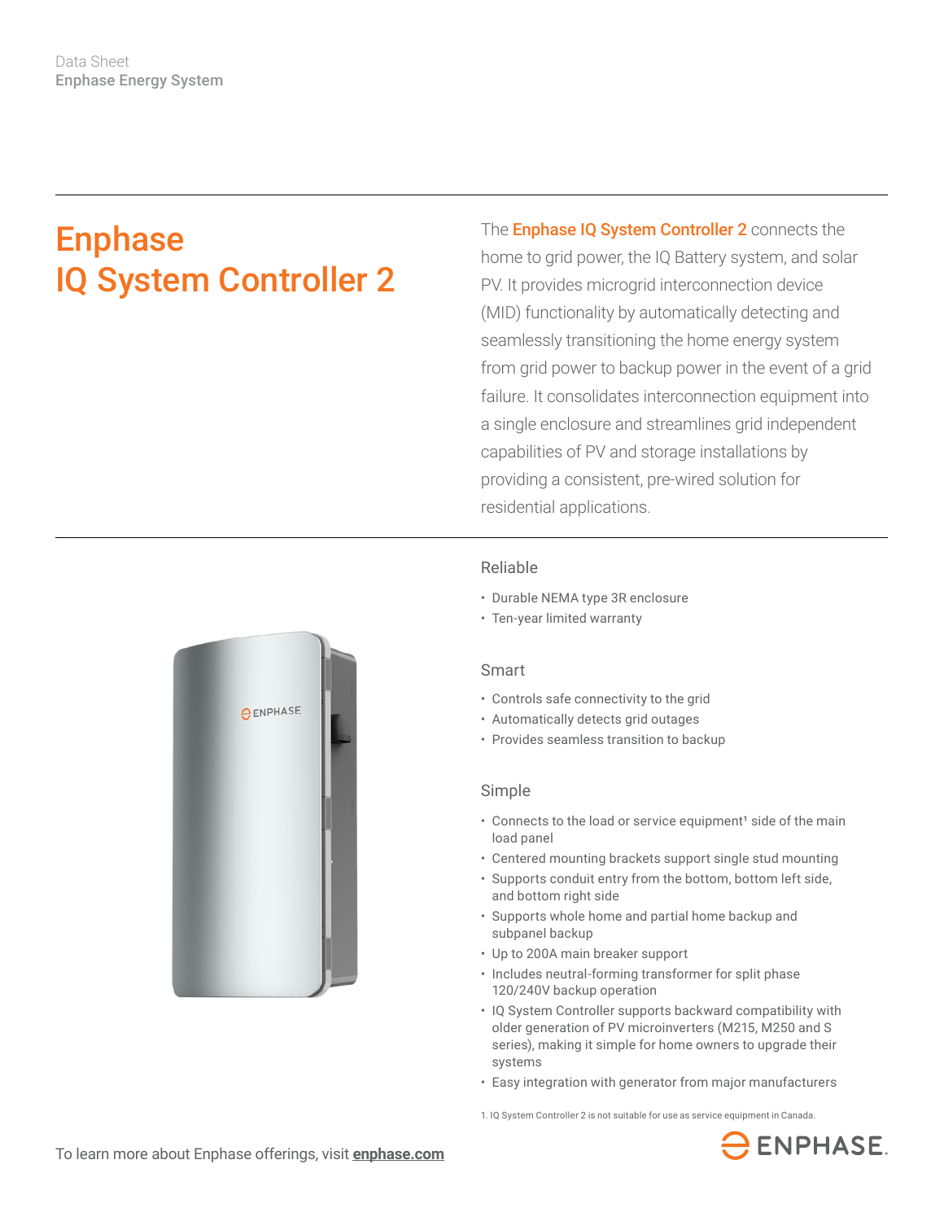Data Sheet
Enphase Energy System

# Enphase IQ System Controller 2

The Enphase IQ System Controller 2 connects the home to grid power, the IQ Battery system, and solar PV. It provides microgrid interconnection device (MID) functionality by automatically detecting and seamlessly transitioning the home energy system from grid power to backup power in the event of a grid failure. It consolidates interconnection equipment into a single enclosure and streamlines grid independent capabilities of PV and storage installations by providing a consistent, pre-wired solution for residential applications.

## Reliable

- Durable NEMA type 3R enclosure
- Ten-year limited warranty

## Smart

- Controls safe connectivity to the grid
- Automatically detects grid outages
- Provides seamless transition to backup

## Simple

- Connects to the load or service equipment[1] side of the main load panel
- Centered mounting brackets support single stud mounting
- Supports conduit entry from the bottom, bottom left side, and bottom right side
- Supports whole home and partial home backup and subpanel backup
- Up to 200A main breaker support
- Includes neutral-forming transformer for split phase 120/240V backup operation
- IQ System Controller supports backward compatibility with older generation of PV microinverters (M215, M250 and S series), making it simple for home owners to upgrade their systems
- Easy integration with generator from major manufacturers

1. IQ System Controller 2 is not suitable for use as service equipment in Canada.

To learn more about Enphase offerings, visit **enphase.com**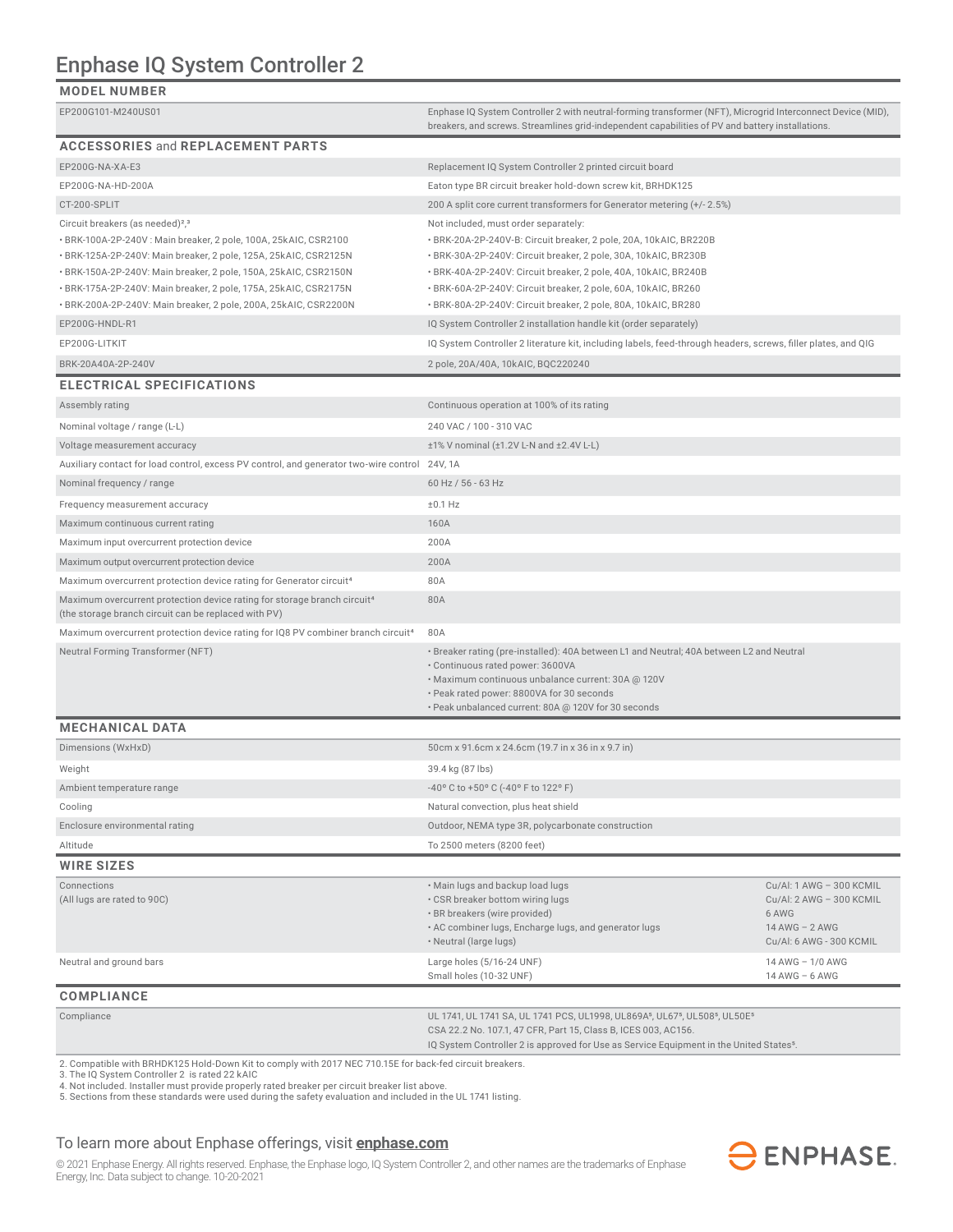# Enphase IQ System Controller 2

| MODEL NUMBER | |
|---|---|
| EP200G101-M240US01 | Enphase IQ System Controller 2 with neutral-forming transformer (NFT), Microgrid Interconnect Device (MID), breakers, and screws. Streamlines grid-independent capabilities of PV and battery installations. |

| ACCESSORIES and REPLACEMENT PARTS | |
|---|---|
| EP200G-NA-XA-E3 | Replacement IQ System Controller 2 printed circuit board |
| EP200G-NA-HD-200A | Eaton type BR circuit breaker hold-down screw kit, BRHDK125 |
| CT-200-SPLIT | 200 A split core current transformers for Generator metering (+/- 2.5%) |
| Circuit breakers (as needed)[2],[3]<br>• BRK-100A-2P-240V : Main breaker, 2 pole, 100A, 25kAIC, CSR2100<br>• BRK-125A-2P-240V: Main breaker, 2 pole, 125A, 25kAIC, CSR2125N<br>• BRK-150A-2P-240V: Main breaker, 2 pole, 150A, 25kAIC, CSR2150N<br>• BRK-175A-2P-240V: Main breaker, 2 pole, 175A, 25kAIC, CSR2175N<br>• BRK-200A-2P-240V: Main breaker, 2 pole, 200A, 25kAIC, CSR2200N | Not included, must order separately:<br>• BRK-20A-2P-240V-B: Circuit breaker, 2 pole, 20A, 10kAIC, BR220B<br>• BRK-30A-2P-240V: Circuit breaker, 2 pole, 30A, 10kAIC, BR230B<br>• BRK-40A-2P-240V: Circuit breaker, 2 pole, 40A, 10kAIC, BR240B<br>• BRK-60A-2P-240V: Circuit breaker, 2 pole, 60A, 10kAIC, BR260<br>• BRK-80A-2P-240V: Circuit breaker, 2 pole, 80A, 10kAIC, BR280 |
| EP200G-HNDL-R1 | IQ System Controller 2 installation handle kit (order separately) |
| EP200G-LITKIT | IQ System Controller 2 literature kit, including labels, feed-through headers, screws, filler plates, and QIG |
| BRK-20A40A-2P-240V | 2 pole, 20A/40A, 10kAIC, BQC220240 |

| ELECTRICAL SPECIFICATIONS | |
|---|---|
| Assembly rating | Continuous operation at 100% of its rating |
| Nominal voltage / range (L-L) | 240 VAC / 100 - 310 VAC |
| Voltage measurement accuracy | ±1% V nominal (±1.2V L-N and ±2.4V L-L) |
| Auxiliary contact for load control, excess PV control, and generator two-wire control | 24V, 1A |
| Nominal frequency / range | 60 Hz / 56 - 63 Hz |
| Frequency measurement accuracy | ±0.1 Hz |
| Maximum continuous current rating | 160A |
| Maximum input overcurrent protection device | 200A |
| Maximum output overcurrent protection device | 200A |
| Maximum overcurrent protection device rating for Generator circuit[4] | 80A |
| Maximum overcurrent protection device rating for storage branch circuit[4] (the storage branch circuit can be replaced with PV) | 80A |
| Maximum overcurrent protection device rating for IQ8 PV combiner branch circuit[4] | 80A |
| Neutral Forming Transformer (NFT) | • Breaker rating (pre-installed): 40A between L1 and Neutral; 40A between L2 and Neutral<br>• Continuous rated power: 3600VA<br>• Maximum continuous unbalance current: 30A @ 120V<br>• Peak rated power: 8800VA for 30 seconds<br>• Peak unbalanced current: 80A @ 120V for 30 seconds |

| MECHANICAL DATA | |
|---|---|
| Dimensions (WxHxD) | 50cm x 91.6cm x 24.6cm (19.7 in x 36 in x 9.7 in) |
| Weight | 39.4 kg (87 lbs) |
| Ambient temperature range | -40° C to +50° C (-40° F to 122° F) |
| Cooling | Natural convection, plus heat shield |
| Enclosure environmental rating | Outdoor, NEMA type 3R, polycarbonate construction |
| Altitude | To 2500 meters (8200 feet) |

| WIRE SIZES | | |
|---|---|---|
| Connections<br>(All lugs are rated to 90C) | • Main lugs and backup load lugs<br>• CSR breaker bottom wiring lugs<br>• BR breakers (wire provided)<br>• AC combiner lugs, Encharge lugs, and generator lugs<br>• Neutral (large lugs) | Cu/Al: 1 AWG – 300 KCMIL<br>Cu/Al: 2 AWG – 300 KCMIL<br>6 AWG<br>14 AWG – 2 AWG<br>Cu/Al: 6 AWG - 300 KCMIL |
| Neutral and ground bars | Large holes (5/16-24 UNF)<br>Small holes (10-32 UNF) | 14 AWG – 1/0 AWG<br>14 AWG – 6 AWG |

| COMPLIANCE | |
|---|---|
| Compliance | UL 1741, UL 1741 SA, UL 1741 PCS, UL1998, UL869A[5], UL67[5], UL508[5], UL50E[5]<br>CSA 22.2 No. 107.1, 47 CFR, Part 15, Class B, ICES 003, AC156.<br>IQ System Controller 2 is approved for Use as Service Equipment in the United States[5]. |

2. Compatible with BRHDK125 Hold-Down Kit to comply with 2017 NEC 710.15E for back-fed circuit breakers.
3. The IQ System Controller 2 is rated 22 kAIC
4. Not included. Installer must provide properly rated breaker per circuit breaker list above.
5. Sections from these standards were used during the safety evaluation and included in the UL 1741 listing.

To learn more about Enphase offerings, visit **enphase.com**

© 2021 Enphase Energy. All rights reserved. Enphase, the Enphase logo, IQ System Controller 2, and other names are the trademarks of Enphase Energy, Inc. Data subject to change. 10-20-2021

ENPHASE.